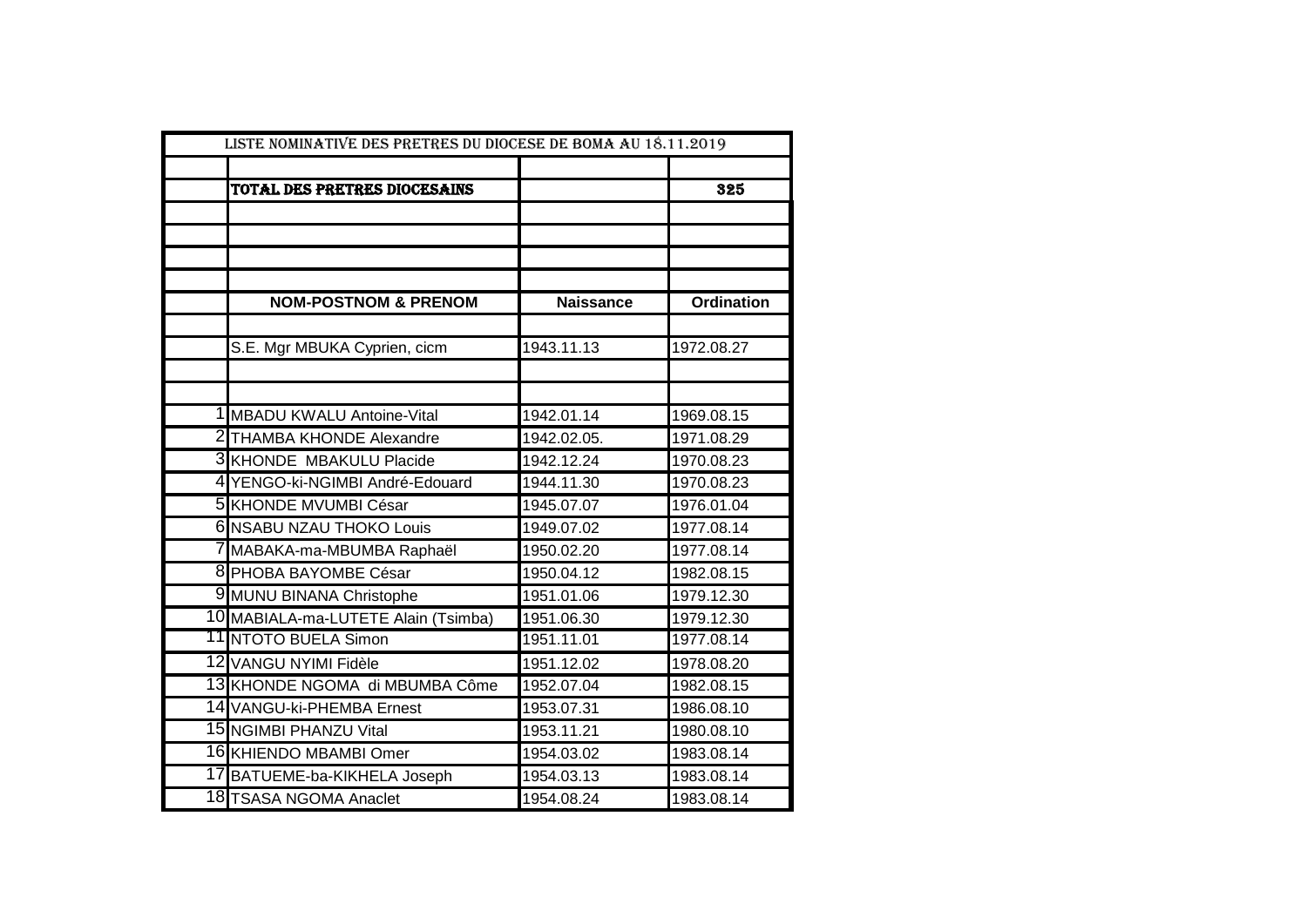| LISTE NOMINATIVE DES PRETRES DU DIOCESE DE BOMA AU 18.11.2019 | | | |
|---|---|---|---|
| | | | |
| | **TOTAL DES PRETRES DIOCESAINS** | | **325** |
| | | | |
| | | | |
| | | | |
| | | | |
| | **NOM-POSTNOM & PRENOM** | **Naissance** | **Ordination** |
| | | | |
| | S.E. Mgr MBUKA Cyprien, cicm | 1943.11.13 | 1972.08.27 |
| | | | |
| | | | |
| 1 | MBADU KWALU Antoine-Vital | 1942.01.14 | 1969.08.15 |
| 2 | THAMBA KHONDE Alexandre | 1942.02.05. | 1971.08.29 |
| 3 | KHONDE MBAKULU Placide | 1942.12.24 | 1970.08.23 |
| 4 | YENGO-ki-NGIMBI André-Edouard | 1944.11.30 | 1970.08.23 |
| 5 | KHONDE MVUMBI César | 1945.07.07 | 1976.01.04 |
| 6 | NSABU NZAU THOKO Louis | 1949.07.02 | 1977.08.14 |
| 7 | MABAKA-ma-MBUMBA Raphaël | 1950.02.20 | 1977.08.14 |
| 8 | PHOBA BAYOMBE César | 1950.04.12 | 1982.08.15 |
| 9 | MUNU BINANA Christophe | 1951.01.06 | 1979.12.30 |
| 10 | MABIALA-ma-LUTETE Alain (Tsimba) | 1951.06.30 | 1979.12.30 |
| 11 | NTOTO BUELA Simon | 1951.11.01 | 1977.08.14 |
| 12 | VANGU NYIMI Fidèle | 1951.12.02 | 1978.08.20 |
| 13 | KHONDE NGOMA di MBUMBA Côme | 1952.07.04 | 1982.08.15 |
| 14 | VANGU-ki-PHEMBA Ernest | 1953.07.31 | 1986.08.10 |
| 15 | NGIMBI PHANZU Vital | 1953.11.21 | 1980.08.10 |
| 16 | KHIENDO MBAMBI Omer | 1954.03.02 | 1983.08.14 |
| 17 | BATUEME-ba-KIKHELA Joseph | 1954.03.13 | 1983.08.14 |
| 18 | TSASA NGOMA Anaclet | 1954.08.24 | 1983.08.14 |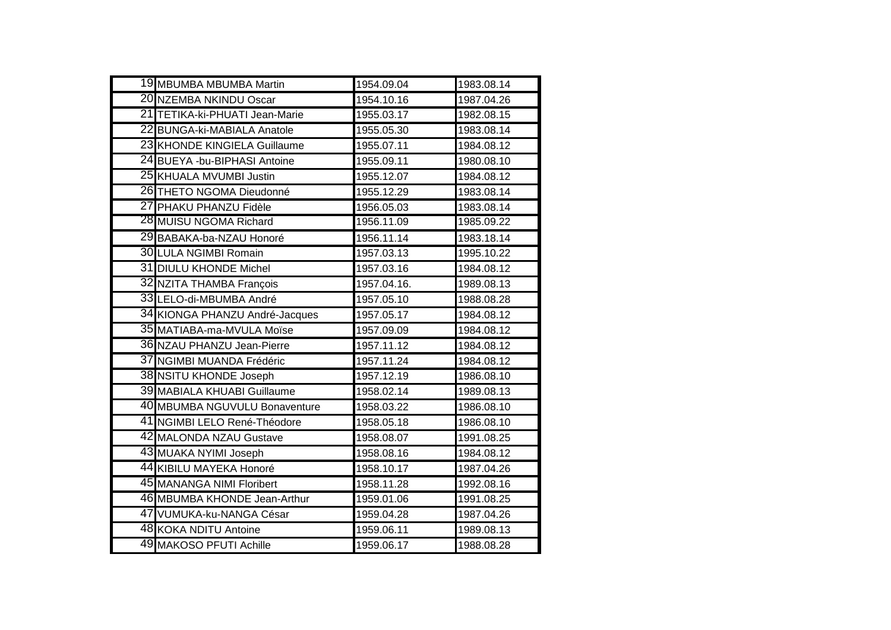| | | | |
|---|---|---|---|
| 19 | MBUMBA MBUMBA Martin | 1954.09.04 | 1983.08.14 |
| 20 | NZEMBA NKINDU Oscar | 1954.10.16 | 1987.04.26 |
| 21 | TETIKA-ki-PHUATI Jean-Marie | 1955.03.17 | 1982.08.15 |
| 22 | BUNGA-ki-MABIALA Anatole | 1955.05.30 | 1983.08.14 |
| 23 | KHONDE KINGIELA Guillaume | 1955.07.11 | 1984.08.12 |
| 24 | BUEYA -bu-BIPHASI Antoine | 1955.09.11 | 1980.08.10 |
| 25 | KHUALA MVUMBI Justin | 1955.12.07 | 1984.08.12 |
| 26 | THETO NGOMA Dieudonné | 1955.12.29 | 1983.08.14 |
| 27 | PHAKU PHANZU Fidèle | 1956.05.03 | 1983.08.14 |
| 28 | MUISU NGOMA Richard | 1956.11.09 | 1985.09.22 |
| 29 | BABAKA-ba-NZAU Honoré | 1956.11.14 | 1983.18.14 |
| 30 | LULA NGIMBI Romain | 1957.03.13 | 1995.10.22 |
| 31 | DIULU KHONDE Michel | 1957.03.16 | 1984.08.12 |
| 32 | NZITA THAMBA François | 1957.04.16. | 1989.08.13 |
| 33 | LELO-di-MBUMBA André | 1957.05.10 | 1988.08.28 |
| 34 | KIONGA PHANZU André-Jacques | 1957.05.17 | 1984.08.12 |
| 35 | MATIABA-ma-MVULA Moïse | 1957.09.09 | 1984.08.12 |
| 36 | NZAU PHANZU Jean-Pierre | 1957.11.12 | 1984.08.12 |
| 37 | NGIMBI MUANDA Frédéric | 1957.11.24 | 1984.08.12 |
| 38 | NSITU KHONDE Joseph | 1957.12.19 | 1986.08.10 |
| 39 | MABIALA KHUABI Guillaume | 1958.02.14 | 1989.08.13 |
| 40 | MBUMBA NGUVULU Bonaventure | 1958.03.22 | 1986.08.10 |
| 41 | NGIMBI LELO René-Théodore | 1958.05.18 | 1986.08.10 |
| 42 | MALONDA NZAU Gustave | 1958.08.07 | 1991.08.25 |
| 43 | MUAKA NYIMI Joseph | 1958.08.16 | 1984.08.12 |
| 44 | KIBILU MAYEKA Honoré | 1958.10.17 | 1987.04.26 |
| 45 | MANANGA NIMI Floribert | 1958.11.28 | 1992.08.16 |
| 46 | MBUMBA KHONDE Jean-Arthur | 1959.01.06 | 1991.08.25 |
| 47 | VUMUKA-ku-NANGA César | 1959.04.28 | 1987.04.26 |
| 48 | KOKA NDITU Antoine | 1959.06.11 | 1989.08.13 |
| 49 | MAKOSO PFUTI Achille | 1959.06.17 | 1988.08.28 |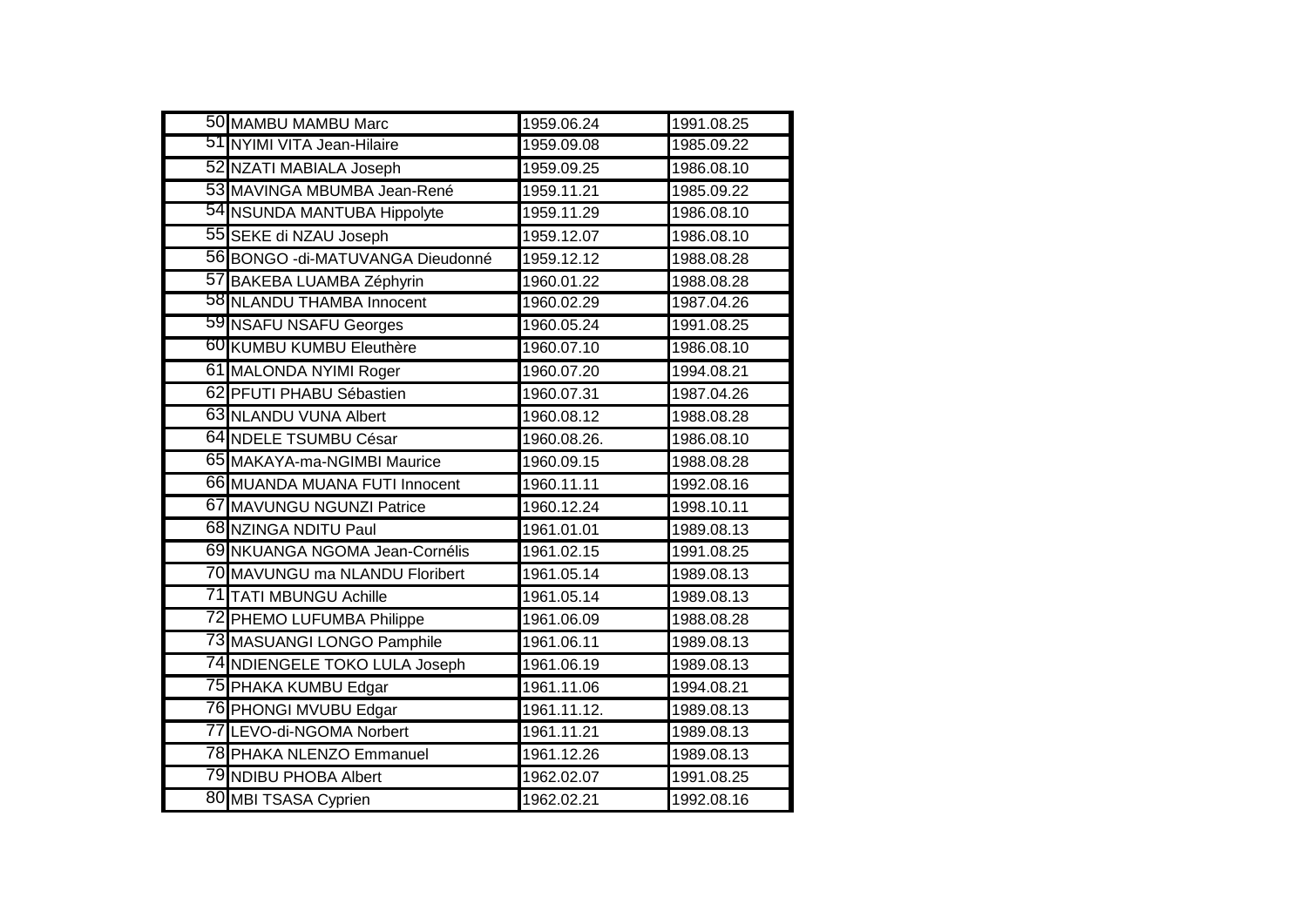| | | | |
|---|---|---|---|
| 50 | MAMBU MAMBU Marc | 1959.06.24 | 1991.08.25 |
| 51 | NYIMI VITA Jean-Hilaire | 1959.09.08 | 1985.09.22 |
| 52 | NZATI MABIALA Joseph | 1959.09.25 | 1986.08.10 |
| 53 | MAVINGA MBUMBA Jean-René | 1959.11.21 | 1985.09.22 |
| 54 | NSUNDA MANTUBA Hippolyte | 1959.11.29 | 1986.08.10 |
| 55 | SEKE di NZAU Joseph | 1959.12.07 | 1986.08.10 |
| 56 | BONGO -di-MATUVANGA Dieudonné | 1959.12.12 | 1988.08.28 |
| 57 | BAKEBA LUAMBA Zéphyrin | 1960.01.22 | 1988.08.28 |
| 58 | NLANDU THAMBA Innocent | 1960.02.29 | 1987.04.26 |
| 59 | NSAFU NSAFU Georges | 1960.05.24 | 1991.08.25 |
| 60 | KUMBU KUMBU Eleuthère | 1960.07.10 | 1986.08.10 |
| 61 | MALONDA NYIMI Roger | 1960.07.20 | 1994.08.21 |
| 62 | PFUTI PHABU Sébastien | 1960.07.31 | 1987.04.26 |
| 63 | NLANDU VUNA Albert | 1960.08.12 | 1988.08.28 |
| 64 | NDELE TSUMBU César | 1960.08.26. | 1986.08.10 |
| 65 | MAKAYA-ma-NGIMBI Maurice | 1960.09.15 | 1988.08.28 |
| 66 | MUANDA MUANA FUTI Innocent | 1960.11.11 | 1992.08.16 |
| 67 | MAVUNGU NGUNZI Patrice | 1960.12.24 | 1998.10.11 |
| 68 | NZINGA NDITU Paul | 1961.01.01 | 1989.08.13 |
| 69 | NKUANGA NGOMA Jean-Cornélis | 1961.02.15 | 1991.08.25 |
| 70 | MAVUNGU ma NLANDU Floribert | 1961.05.14 | 1989.08.13 |
| 71 | TATI MBUNGU Achille | 1961.05.14 | 1989.08.13 |
| 72 | PHEMO LUFUMBA Philippe | 1961.06.09 | 1988.08.28 |
| 73 | MASUANGI LONGO Pamphile | 1961.06.11 | 1989.08.13 |
| 74 | NDIENGELE TOKO LULA Joseph | 1961.06.19 | 1989.08.13 |
| 75 | PHAKA KUMBU Edgar | 1961.11.06 | 1994.08.21 |
| 76 | PHONGI MVUBU Edgar | 1961.11.12. | 1989.08.13 |
| 77 | LEVO-di-NGOMA Norbert | 1961.11.21 | 1989.08.13 |
| 78 | PHAKA NLENZO Emmanuel | 1961.12.26 | 1989.08.13 |
| 79 | NDIBU PHOBA Albert | 1962.02.07 | 1991.08.25 |
| 80 | MBI TSASA Cyprien | 1962.02.21 | 1992.08.16 |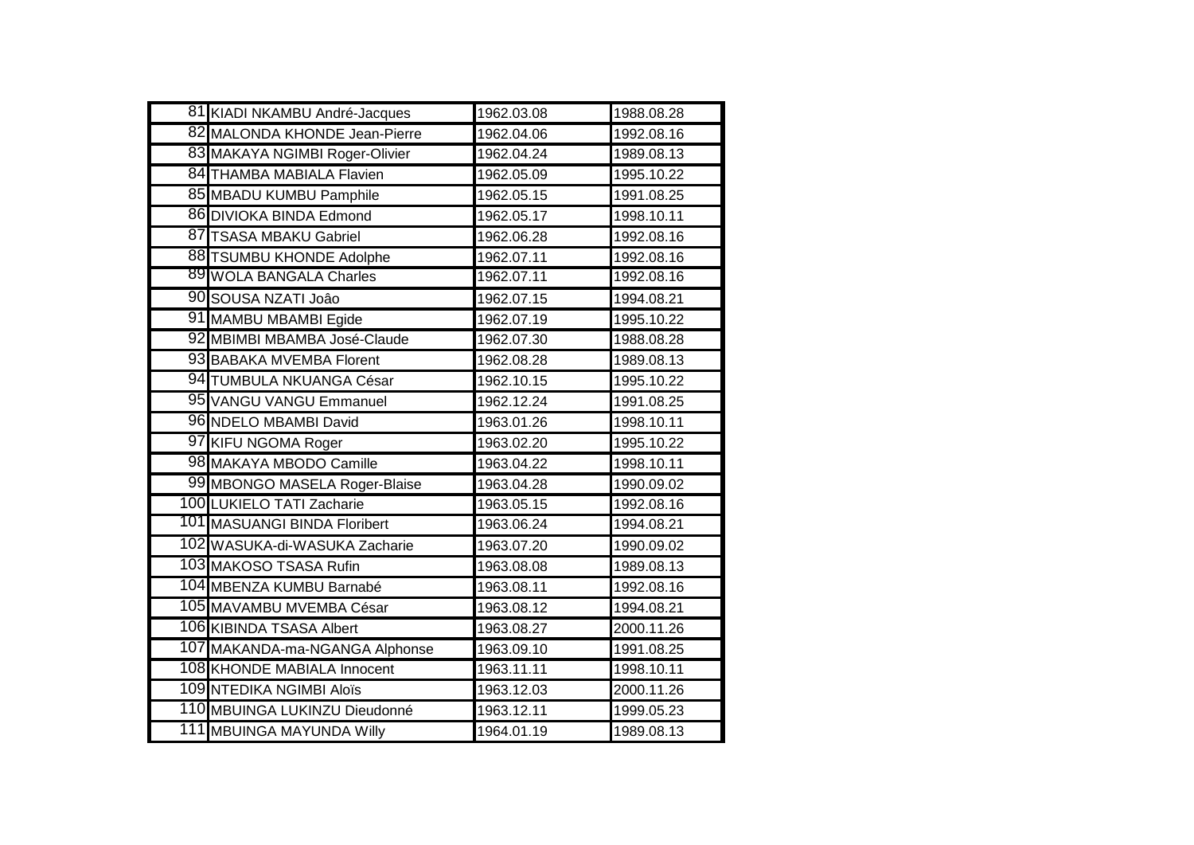| | | | |
|---|---|---|---|
| 81 | KIADI NKAMBU André-Jacques | 1962.03.08 | 1988.08.28 |
| 82 | MALONDA KHONDE Jean-Pierre | 1962.04.06 | 1992.08.16 |
| 83 | MAKAYA NGIMBI Roger-Olivier | 1962.04.24 | 1989.08.13 |
| 84 | THAMBA MABIALA Flavien | 1962.05.09 | 1995.10.22 |
| 85 | MBADU KUMBU Pamphile | 1962.05.15 | 1991.08.25 |
| 86 | DIVIOKA BINDA Edmond | 1962.05.17 | 1998.10.11 |
| 87 | TSASA MBAKU Gabriel | 1962.06.28 | 1992.08.16 |
| 88 | TSUMBU KHONDE Adolphe | 1962.07.11 | 1992.08.16 |
| 89 | WOLA BANGALA Charles | 1962.07.11 | 1992.08.16 |
| 90 | SOUSA NZATI Joâo | 1962.07.15 | 1994.08.21 |
| 91 | MAMBU MBAMBI Egide | 1962.07.19 | 1995.10.22 |
| 92 | MBIMBI MBAMBA José-Claude | 1962.07.30 | 1988.08.28 |
| 93 | BABAKA MVEMBA Florent | 1962.08.28 | 1989.08.13 |
| 94 | TUMBULA NKUANGA César | 1962.10.15 | 1995.10.22 |
| 95 | VANGU VANGU Emmanuel | 1962.12.24 | 1991.08.25 |
| 96 | NDELO MBAMBI David | 1963.01.26 | 1998.10.11 |
| 97 | KIFU NGOMA Roger | 1963.02.20 | 1995.10.22 |
| 98 | MAKAYA MBODO Camille | 1963.04.22 | 1998.10.11 |
| 99 | MBONGO MASELA Roger-Blaise | 1963.04.28 | 1990.09.02 |
| 100 | LUKIELO TATI Zacharie | 1963.05.15 | 1992.08.16 |
| 101 | MASUANGI BINDA Floribert | 1963.06.24 | 1994.08.21 |
| 102 | WASUKA-di-WASUKA Zacharie | 1963.07.20 | 1990.09.02 |
| 103 | MAKOSO TSASA Rufin | 1963.08.08 | 1989.08.13 |
| 104 | MBENZA KUMBU Barnabé | 1963.08.11 | 1992.08.16 |
| 105 | MAVAMBU MVEMBA César | 1963.08.12 | 1994.08.21 |
| 106 | KIBINDA TSASA Albert | 1963.08.27 | 2000.11.26 |
| 107 | MAKANDA-ma-NGANGA Alphonse | 1963.09.10 | 1991.08.25 |
| 108 | KHONDE MABIALA Innocent | 1963.11.11 | 1998.10.11 |
| 109 | NTEDIKA NGIMBI Aloïs | 1963.12.03 | 2000.11.26 |
| 110 | MBUINGA LUKINZU Dieudonné | 1963.12.11 | 1999.05.23 |
| 111 | MBUINGA MAYUNDA Willy | 1964.01.19 | 1989.08.13 |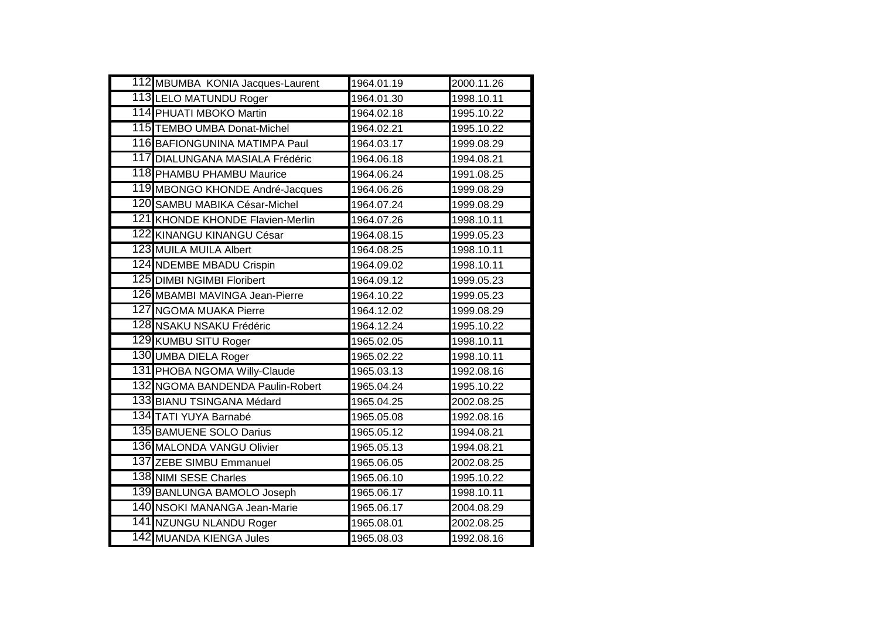| | | | |
|---|---|---|---|
| 112 | MBUMBA  KONIA Jacques-Laurent | 1964.01.19 | 2000.11.26 |
| 113 | LELO MATUNDU Roger | 1964.01.30 | 1998.10.11 |
| 114 | PHUATI MBOKO Martin | 1964.02.18 | 1995.10.22 |
| 115 | TEMBO UMBA Donat-Michel | 1964.02.21 | 1995.10.22 |
| 116 | BAFIONGUNINA MATIMPA Paul | 1964.03.17 | 1999.08.29 |
| 117 | DIALUNGANA MASIALA Frédéric | 1964.06.18 | 1994.08.21 |
| 118 | PHAMBU PHAMBU Maurice | 1964.06.24 | 1991.08.25 |
| 119 | MBONGO KHONDE André-Jacques | 1964.06.26 | 1999.08.29 |
| 120 | SAMBU MABIKA César-Michel | 1964.07.24 | 1999.08.29 |
| 121 | KHONDE KHONDE Flavien-Merlin | 1964.07.26 | 1998.10.11 |
| 122 | KINANGU KINANGU César | 1964.08.15 | 1999.05.23 |
| 123 | MUILA MUILA Albert | 1964.08.25 | 1998.10.11 |
| 124 | NDEMBE MBADU Crispin | 1964.09.02 | 1998.10.11 |
| 125 | DIMBI NGIMBI Floribert | 1964.09.12 | 1999.05.23 |
| 126 | MBAMBI MAVINGA Jean-Pierre | 1964.10.22 | 1999.05.23 |
| 127 | NGOMA MUAKA Pierre | 1964.12.02 | 1999.08.29 |
| 128 | NSAKU NSAKU Frédéric | 1964.12.24 | 1995.10.22 |
| 129 | KUMBU SITU Roger | 1965.02.05 | 1998.10.11 |
| 130 | UMBA DIELA Roger | 1965.02.22 | 1998.10.11 |
| 131 | PHOBA NGOMA Willy-Claude | 1965.03.13 | 1992.08.16 |
| 132 | NGOMA BANDENDA Paulin-Robert | 1965.04.24 | 1995.10.22 |
| 133 | BIANU TSINGANA Médard | 1965.04.25 | 2002.08.25 |
| 134 | TATI YUYA Barnabé | 1965.05.08 | 1992.08.16 |
| 135 | BAMUENE SOLO Darius | 1965.05.12 | 1994.08.21 |
| 136 | MALONDA VANGU Olivier | 1965.05.13 | 1994.08.21 |
| 137 | ZEBE SIMBU Emmanuel | 1965.06.05 | 2002.08.25 |
| 138 | NIMI SESE Charles | 1965.06.10 | 1995.10.22 |
| 139 | BANLUNGA BAMOLO Joseph | 1965.06.17 | 1998.10.11 |
| 140 | NSOKI MANANGA Jean-Marie | 1965.06.17 | 2004.08.29 |
| 141 | NZUNGU NLANDU Roger | 1965.08.01 | 2002.08.25 |
| 142 | MUANDA KIENGA Jules | 1965.08.03 | 1992.08.16 |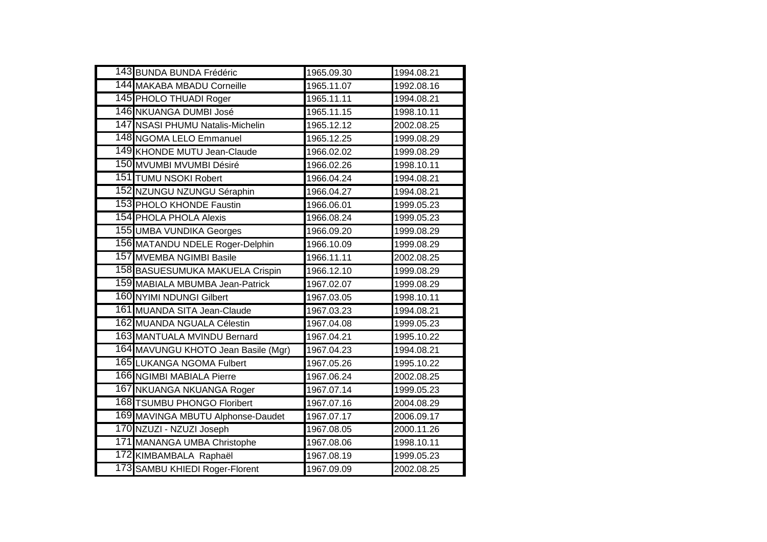| | | | |
|---|---|---|---|
| 143 | BUNDA BUNDA Frédéric | 1965.09.30 | 1994.08.21 |
| 144 | MAKABA MBADU Corneille | 1965.11.07 | 1992.08.16 |
| 145 | PHOLO THUADI Roger | 1965.11.11 | 1994.08.21 |
| 146 | NKUANGA DUMBI José | 1965.11.15 | 1998.10.11 |
| 147 | NSASI PHUMU Natalis-Michelin | 1965.12.12 | 2002.08.25 |
| 148 | NGOMA LELO Emmanuel | 1965.12.25 | 1999.08.29 |
| 149 | KHONDE MUTU Jean-Claude | 1966.02.02 | 1999.08.29 |
| 150 | MVUMBI MVUMBI Désiré | 1966.02.26 | 1998.10.11 |
| 151 | TUMU NSOKI Robert | 1966.04.24 | 1994.08.21 |
| 152 | NZUNGU NZUNGU Séraphin | 1966.04.27 | 1994.08.21 |
| 153 | PHOLO KHONDE Faustin | 1966.06.01 | 1999.05.23 |
| 154 | PHOLA PHOLA Alexis | 1966.08.24 | 1999.05.23 |
| 155 | UMBA VUNDIKA Georges | 1966.09.20 | 1999.08.29 |
| 156 | MATANDU NDELE Roger-Delphin | 1966.10.09 | 1999.08.29 |
| 157 | MVEMBA NGIMBI Basile | 1966.11.11 | 2002.08.25 |
| 158 | BASUESUMUKA MAKUELA Crispin | 1966.12.10 | 1999.08.29 |
| 159 | MABIALA MBUMBA Jean-Patrick | 1967.02.07 | 1999.08.29 |
| 160 | NYIMI NDUNGI Gilbert | 1967.03.05 | 1998.10.11 |
| 161 | MUANDA SITA Jean-Claude | 1967.03.23 | 1994.08.21 |
| 162 | MUANDA NGUALA Célestin | 1967.04.08 | 1999.05.23 |
| 163 | MANTUALA MVINDU Bernard | 1967.04.21 | 1995.10.22 |
| 164 | MAVUNGU KHOTO Jean Basile (Mgr) | 1967.04.23 | 1994.08.21 |
| 165 | LUKANGA NGOMA Fulbert | 1967.05.26 | 1995.10.22 |
| 166 | NGIMBI MABIALA Pierre | 1967.06.24 | 2002.08.25 |
| 167 | NKUANGA NKUANGA Roger | 1967.07.14 | 1999.05.23 |
| 168 | TSUMBU PHONGO Floribert | 1967.07.16 | 2004.08.29 |
| 169 | MAVINGA MBUTU Alphonse-Daudet | 1967.07.17 | 2006.09.17 |
| 170 | NZUZI - NZUZI Joseph | 1967.08.05 | 2000.11.26 |
| 171 | MANANGA UMBA Christophe | 1967.08.06 | 1998.10.11 |
| 172 | KIMBAMBALA  Raphaël | 1967.08.19 | 1999.05.23 |
| 173 | SAMBU KHIEDI Roger-Florent | 1967.09.09 | 2002.08.25 |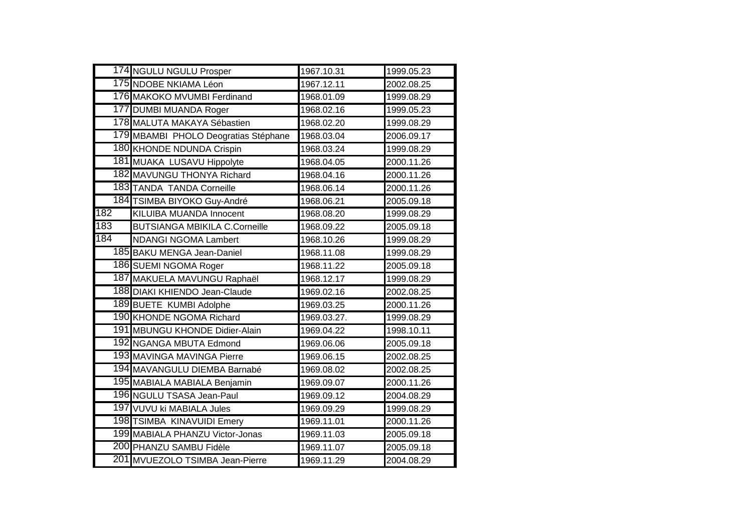| | | | |
|---|---|---|---|
| 174 | NGULU NGULU Prosper | 1967.10.31 | 1999.05.23 |
| 175 | NDOBE NKIAMA Léon | 1967.12.11 | 2002.08.25 |
| 176 | MAKOKO MVUMBI Ferdinand | 1968.01.09 | 1999.08.29 |
| 177 | DUMBI MUANDA Roger | 1968.02.16 | 1999.05.23 |
| 178 | MALUTA MAKAYA Sébastien | 1968.02.20 | 1999.08.29 |
| 179 | MBAMBI PHOLO Deogratias Stéphane | 1968.03.04 | 2006.09.17 |
| 180 | KHONDE NDUNDA Crispin | 1968.03.24 | 1999.08.29 |
| 181 | MUAKA LUSAVU Hippolyte | 1968.04.05 | 2000.11.26 |
| 182 | MAVUNGU THONYA Richard | 1968.04.16 | 2000.11.26 |
| 183 | TANDA TANDA Corneille | 1968.06.14 | 2000.11.26 |
| 184 | TSIMBA BIYOKO Guy-André | 1968.06.21 | 2005.09.18 |
| 182 | KILUIBA MUANDA Innocent | 1968.08.20 | 1999.08.29 |
| 183 | BUTSIANGA MBIKILA C.Corneille | 1968.09.22 | 2005.09.18 |
| 184 | NDANGI NGOMA Lambert | 1968.10.26 | 1999.08.29 |
| 185 | BAKU MENGA Jean-Daniel | 1968.11.08 | 1999.08.29 |
| 186 | SUEMI NGOMA Roger | 1968.11.22 | 2005.09.18 |
| 187 | MAKUELA MAVUNGU Raphaël | 1968.12.17 | 1999.08.29 |
| 188 | DIAKI KHIENDO Jean-Claude | 1969.02.16 | 2002.08.25 |
| 189 | BUETE KUMBI Adolphe | 1969.03.25 | 2000.11.26 |
| 190 | KHONDE NGOMA Richard | 1969.03.27. | 1999.08.29 |
| 191 | MBUNGU KHONDE Didier-Alain | 1969.04.22 | 1998.10.11 |
| 192 | NGANGA MBUTA Edmond | 1969.06.06 | 2005.09.18 |
| 193 | MAVINGA MAVINGA Pierre | 1969.06.15 | 2002.08.25 |
| 194 | MAVANGULU DIEMBA Barnabé | 1969.08.02 | 2002.08.25 |
| 195 | MABIALA MABIALA Benjamin | 1969.09.07 | 2000.11.26 |
| 196 | NGULU TSASA Jean-Paul | 1969.09.12 | 2004.08.29 |
| 197 | VUVU ki MABIALA Jules | 1969.09.29 | 1999.08.29 |
| 198 | TSIMBA KINAVUIDI Emery | 1969.11.01 | 2000.11.26 |
| 199 | MABIALA PHANZU Victor-Jonas | 1969.11.03 | 2005.09.18 |
| 200 | PHANZU SAMBU Fidèle | 1969.11.07 | 2005.09.18 |
| 201 | MVUEZOLO TSIMBA Jean-Pierre | 1969.11.29 | 2004.08.29 |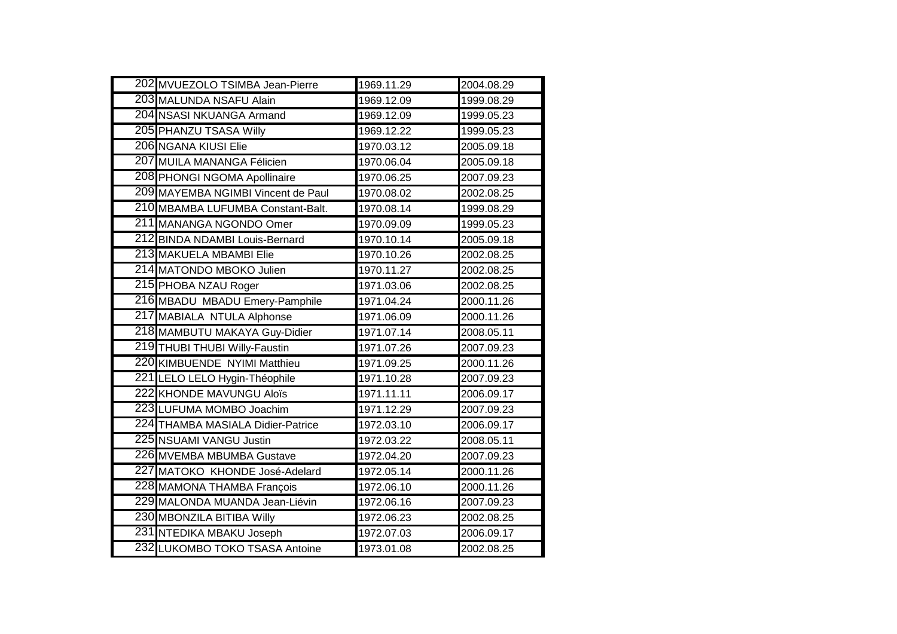| | | | |
|---|---|---|---|
| 202 | MVUEZOLO TSIMBA Jean-Pierre | 1969.11.29 | 2004.08.29 |
| 203 | MALUNDA NSAFU Alain | 1969.12.09 | 1999.08.29 |
| 204 | NSASI NKUANGA Armand | 1969.12.09 | 1999.05.23 |
| 205 | PHANZU TSASA Willy | 1969.12.22 | 1999.05.23 |
| 206 | NGANA KIUSI Elie | 1970.03.12 | 2005.09.18 |
| 207 | MUILA MANANGA Félicien | 1970.06.04 | 2005.09.18 |
| 208 | PHONGI NGOMA Apollinaire | 1970.06.25 | 2007.09.23 |
| 209 | MAYEMBA NGIMBI Vincent de Paul | 1970.08.02 | 2002.08.25 |
| 210 | MBAMBA LUFUMBA Constant-Balt. | 1970.08.14 | 1999.08.29 |
| 211 | MANANGA NGONDO Omer | 1970.09.09 | 1999.05.23 |
| 212 | BINDA NDAMBI Louis-Bernard | 1970.10.14 | 2005.09.18 |
| 213 | MAKUELA MBAMBI Elie | 1970.10.26 | 2002.08.25 |
| 214 | MATONDO MBOKO Julien | 1970.11.27 | 2002.08.25 |
| 215 | PHOBA NZAU Roger | 1971.03.06 | 2002.08.25 |
| 216 | MBADU MBADU Emery-Pamphile | 1971.04.24 | 2000.11.26 |
| 217 | MABIALA NTULA Alphonse | 1971.06.09 | 2000.11.26 |
| 218 | MAMBUTU MAKAYA Guy-Didier | 1971.07.14 | 2008.05.11 |
| 219 | THUBI THUBI Willy-Faustin | 1971.07.26 | 2007.09.23 |
| 220 | KIMBUENDE NYIMI Matthieu | 1971.09.25 | 2000.11.26 |
| 221 | LELO LELO Hygin-Théophile | 1971.10.28 | 2007.09.23 |
| 222 | KHONDE MAVUNGU Aloïs | 1971.11.11 | 2006.09.17 |
| 223 | LUFUMA MOMBO Joachim | 1971.12.29 | 2007.09.23 |
| 224 | THAMBA MASIALA Didier-Patrice | 1972.03.10 | 2006.09.17 |
| 225 | NSUAMI VANGU Justin | 1972.03.22 | 2008.05.11 |
| 226 | MVEMBA MBUMBA Gustave | 1972.04.20 | 2007.09.23 |
| 227 | MATOKO KHONDE José-Adelard | 1972.05.14 | 2000.11.26 |
| 228 | MAMONA THAMBA François | 1972.06.10 | 2000.11.26 |
| 229 | MALONDA MUANDA Jean-Liévin | 1972.06.16 | 2007.09.23 |
| 230 | MBONZILA BITIBA Willy | 1972.06.23 | 2002.08.25 |
| 231 | NTEDIKA MBAKU Joseph | 1972.07.03 | 2006.09.17 |
| 232 | LUKOMBO TOKO TSASA Antoine | 1973.01.08 | 2002.08.25 |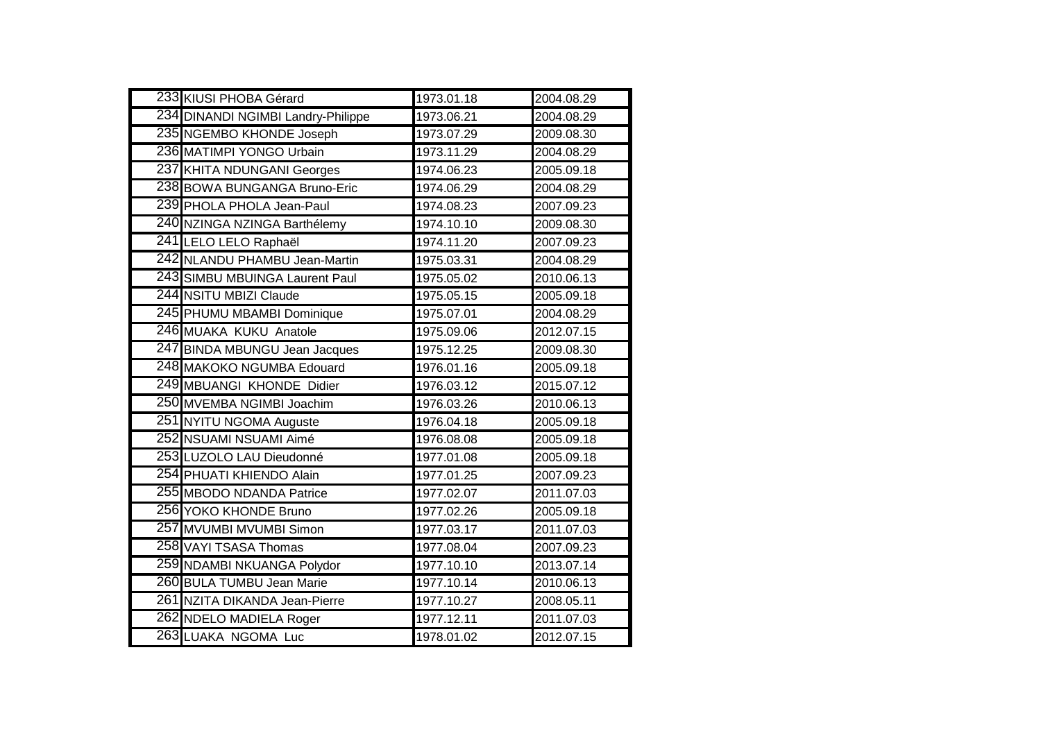| | | | |
|---|---|---|---|
| 233 | KIUSI PHOBA Gérard | 1973.01.18 | 2004.08.29 |
| 234 | DINANDI NGIMBI Landry-Philippe | 1973.06.21 | 2004.08.29 |
| 235 | NGEMBO KHONDE Joseph | 1973.07.29 | 2009.08.30 |
| 236 | MATIMPI YONGO Urbain | 1973.11.29 | 2004.08.29 |
| 237 | KHITA NDUNGANI Georges | 1974.06.23 | 2005.09.18 |
| 238 | BOWA BUNGANGA Bruno-Eric | 1974.06.29 | 2004.08.29 |
| 239 | PHOLA PHOLA Jean-Paul | 1974.08.23 | 2007.09.23 |
| 240 | NZINGA NZINGA Barthélemy | 1974.10.10 | 2009.08.30 |
| 241 | LELO LELO Raphaël | 1974.11.20 | 2007.09.23 |
| 242 | NLANDU PHAMBU Jean-Martin | 1975.03.31 | 2004.08.29 |
| 243 | SIMBU MBUINGA Laurent Paul | 1975.05.02 | 2010.06.13 |
| 244 | NSITU MBIZI Claude | 1975.05.15 | 2005.09.18 |
| 245 | PHUMU MBAMBI Dominique | 1975.07.01 | 2004.08.29 |
| 246 | MUAKA KUKU Anatole | 1975.09.06 | 2012.07.15 |
| 247 | BINDA MBUNGU Jean Jacques | 1975.12.25 | 2009.08.30 |
| 248 | MAKOKO NGUMBA Edouard | 1976.01.16 | 2005.09.18 |
| 249 | MBUANGI KHONDE Didier | 1976.03.12 | 2015.07.12 |
| 250 | MVEMBA NGIMBI Joachim | 1976.03.26 | 2010.06.13 |
| 251 | NYITU NGOMA Auguste | 1976.04.18 | 2005.09.18 |
| 252 | NSUAMI NSUAMI Aimé | 1976.08.08 | 2005.09.18 |
| 253 | LUZOLO LAU Dieudonné | 1977.01.08 | 2005.09.18 |
| 254 | PHUATI KHIENDO Alain | 1977.01.25 | 2007.09.23 |
| 255 | MBODO NDANDA Patrice | 1977.02.07 | 2011.07.03 |
| 256 | YOKO KHONDE Bruno | 1977.02.26 | 2005.09.18 |
| 257 | MVUMBI MVUMBI Simon | 1977.03.17 | 2011.07.03 |
| 258 | VAYI TSASA Thomas | 1977.08.04 | 2007.09.23 |
| 259 | NDAMBI NKUANGA Polydor | 1977.10.10 | 2013.07.14 |
| 260 | BULA TUMBU Jean Marie | 1977.10.14 | 2010.06.13 |
| 261 | NZITA DIKANDA Jean-Pierre | 1977.10.27 | 2008.05.11 |
| 262 | NDELO MADIELA Roger | 1977.12.11 | 2011.07.03 |
| 263 | LUAKA NGOMA Luc | 1978.01.02 | 2012.07.15 |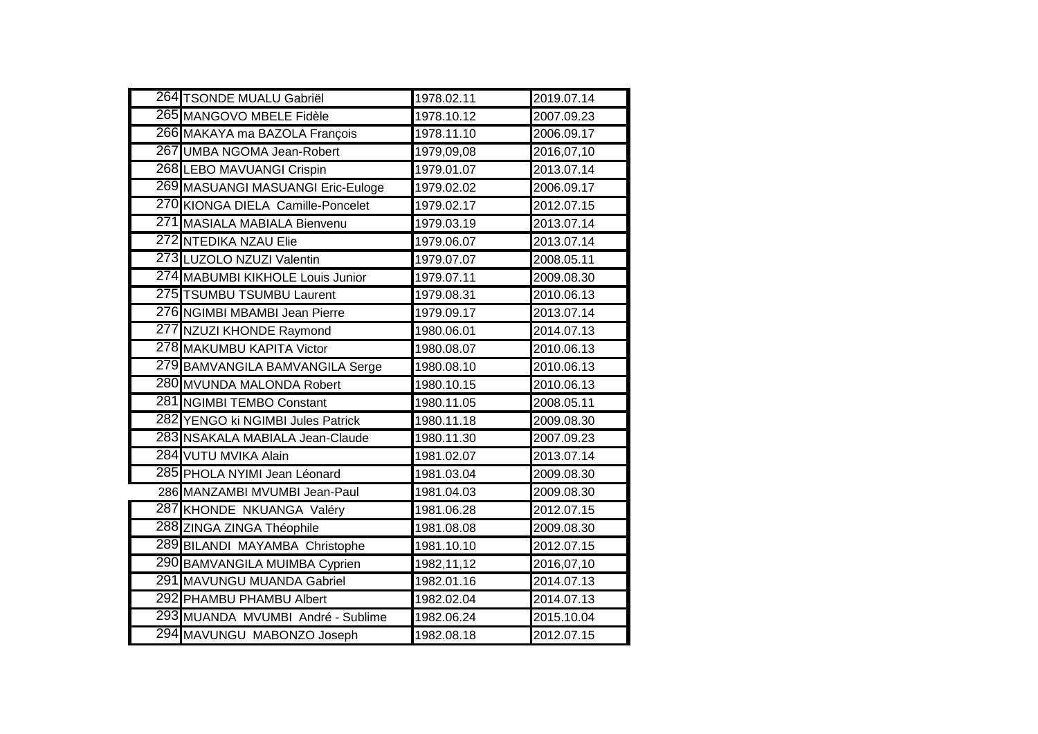| | | | |
|---|---|---|---|
| 264 | TSONDE MUALU Gabriël | 1978.02.11 | 2019.07.14 |
| 265 | MANGOVO MBELE Fidèle | 1978.10.12 | 2007.09.23 |
| 266 | MAKAYA ma BAZOLA François | 1978.11.10 | 2006.09.17 |
| 267 | UMBA NGOMA Jean-Robert | 1979,09,08 | 2016,07,10 |
| 268 | LEBO MAVUANGI Crispin | 1979.01.07 | 2013.07.14 |
| 269 | MASUANGI MASUANGI Eric-Euloge | 1979.02.02 | 2006.09.17 |
| 270 | KIONGA DIELA Camille-Poncelet | 1979.02.17 | 2012.07.15 |
| 271 | MASIALA MABIALA Bienvenu | 1979.03.19 | 2013.07.14 |
| 272 | NTEDIKA NZAU Elie | 1979.06.07 | 2013.07.14 |
| 273 | LUZOLO NZUZI Valentin | 1979.07.07 | 2008.05.11 |
| 274 | MABUMBI KIKHOLE Louis Junior | 1979.07.11 | 2009.08.30 |
| 275 | TSUMBU TSUMBU Laurent | 1979.08.31 | 2010.06.13 |
| 276 | NGIMBI MBAMBI Jean Pierre | 1979.09.17 | 2013.07.14 |
| 277 | NZUZI KHONDE Raymond | 1980.06.01 | 2014.07.13 |
| 278 | MAKUMBU KAPITA Victor | 1980.08.07 | 2010.06.13 |
| 279 | BAMVANGILA BAMVANGILA Serge | 1980.08.10 | 2010.06.13 |
| 280 | MVUNDA MALONDA Robert | 1980.10.15 | 2010.06.13 |
| 281 | NGIMBI TEMBO Constant | 1980.11.05 | 2008.05.11 |
| 282 | YENGO ki NGIMBI Jules Patrick | 1980.11.18 | 2009.08.30 |
| 283 | NSAKALA MABIALA Jean-Claude | 1980.11.30 | 2007.09.23 |
| 284 | VUTU MVIKA Alain | 1981.02.07 | 2013.07.14 |
| 285 | PHOLA NYIMI Jean Léonard | 1981.03.04 | 2009.08.30 |
| 286 | MANZAMBI MVUMBI Jean-Paul | 1981.04.03 | 2009.08.30 |
| 287 | KHONDE NKUANGA Valéry | 1981.06.28 | 2012.07.15 |
| 288 | ZINGA ZINGA Théophile | 1981.08.08 | 2009.08.30 |
| 289 | BILANDI MAYAMBA Christophe | 1981.10.10 | 2012.07.15 |
| 290 | BAMVANGILA MUIMBA Cyprien | 1982,11,12 | 2016,07,10 |
| 291 | MAVUNGU MUANDA Gabriel | 1982.01.16 | 2014.07.13 |
| 292 | PHAMBU PHAMBU Albert | 1982.02.04 | 2014.07.13 |
| 293 | MUANDA MVUMBI André - Sublime | 1982.06.24 | 2015.10.04 |
| 294 | MAVUNGU MABONZO Joseph | 1982.08.18 | 2012.07.15 |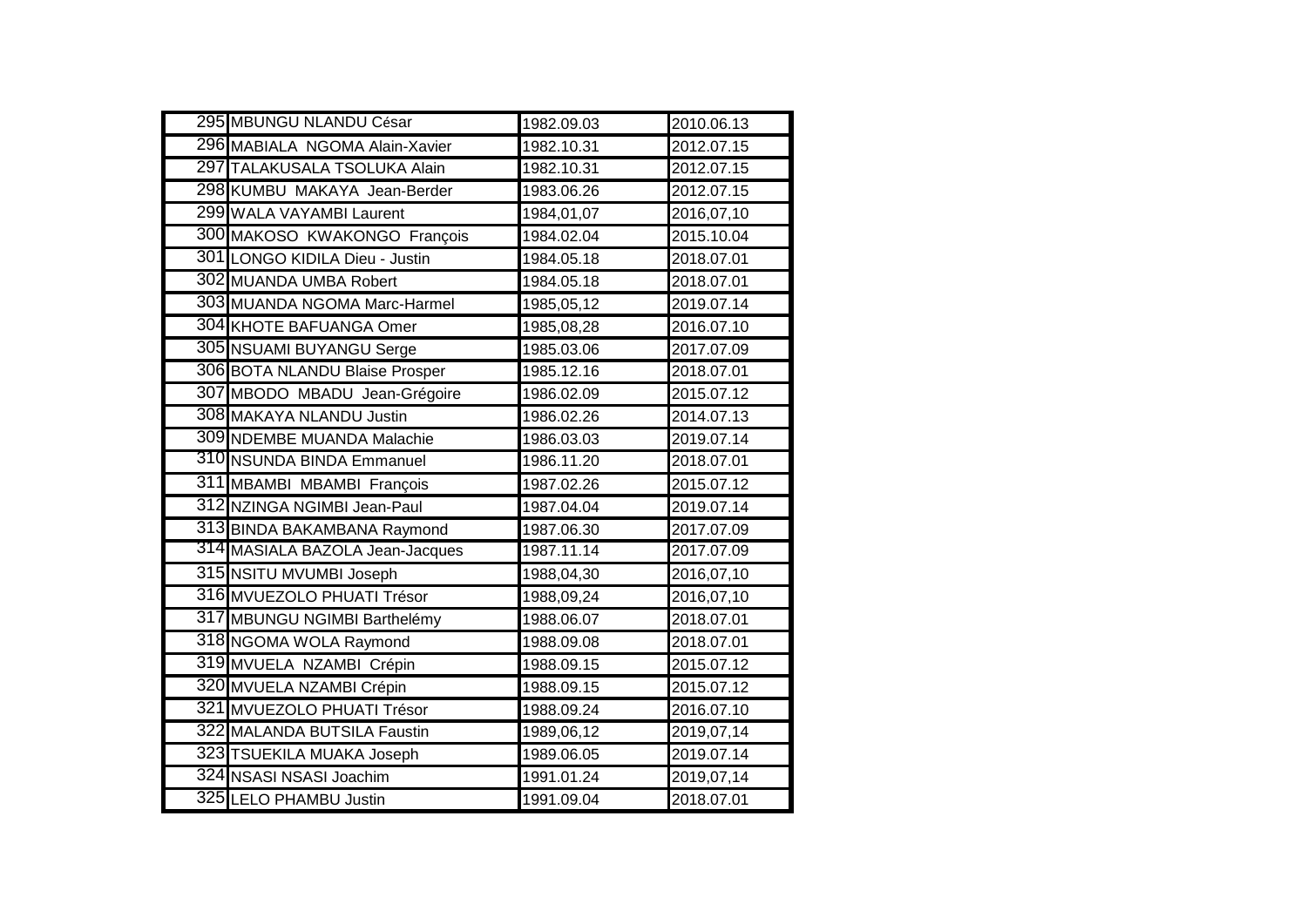| | | | |
|---|---|---|---|
| 295 | MBUNGU NLANDU César | 1982.09.03 | 2010.06.13 |
| 296 | MABIALA NGOMA Alain-Xavier | 1982.10.31 | 2012.07.15 |
| 297 | TALAKUSALA TSOLUKA Alain | 1982.10.31 | 2012.07.15 |
| 298 | KUMBU MAKAYA Jean-Berder | 1983.06.26 | 2012.07.15 |
| 299 | WALA VAYAMBI Laurent | 1984,01,07 | 2016,07,10 |
| 300 | MAKOSO KWAKONGO François | 1984.02.04 | 2015.10.04 |
| 301 | LONGO KIDILA Dieu - Justin | 1984.05.18 | 2018.07.01 |
| 302 | MUANDA UMBA Robert | 1984.05.18 | 2018.07.01 |
| 303 | MUANDA NGOMA Marc-Harmel | 1985,05,12 | 2019.07.14 |
| 304 | KHOTE BAFUANGA Omer | 1985,08,28 | 2016.07.10 |
| 305 | NSUAMI BUYANGU Serge | 1985.03.06 | 2017.07.09 |
| 306 | BOTA NLANDU Blaise Prosper | 1985.12.16 | 2018.07.01 |
| 307 | MBODO MBADU Jean-Grégoire | 1986.02.09 | 2015.07.12 |
| 308 | MAKAYA NLANDU Justin | 1986.02.26 | 2014.07.13 |
| 309 | NDEMBE MUANDA Malachie | 1986.03.03 | 2019.07.14 |
| 310 | NSUNDA BINDA Emmanuel | 1986.11.20 | 2018.07.01 |
| 311 | MBAMBI MBAMBI François | 1987.02.26 | 2015.07.12 |
| 312 | NZINGA NGIMBI Jean-Paul | 1987.04.04 | 2019.07.14 |
| 313 | BINDA BAKAMBANA Raymond | 1987.06.30 | 2017.07.09 |
| 314 | MASIALA BAZOLA Jean-Jacques | 1987.11.14 | 2017.07.09 |
| 315 | NSITU MVUMBI Joseph | 1988,04,30 | 2016,07,10 |
| 316 | MVUEZOLO PHUATI Trésor | 1988,09,24 | 2016,07,10 |
| 317 | MBUNGU NGIMBI Barthelémy | 1988.06.07 | 2018.07.01 |
| 318 | NGOMA WOLA Raymond | 1988.09.08 | 2018.07.01 |
| 319 | MVUELA NZAMBI Crépin | 1988.09.15 | 2015.07.12 |
| 320 | MVUELA NZAMBI Crépin | 1988.09.15 | 2015.07.12 |
| 321 | MVUEZOLO PHUATI Trésor | 1988.09.24 | 2016.07.10 |
| 322 | MALANDA BUTSILA Faustin | 1989,06,12 | 2019,07,14 |
| 323 | TSUEKILA MUAKA Joseph | 1989.06.05 | 2019.07.14 |
| 324 | NSASI NSASI Joachim | 1991.01.24 | 2019,07,14 |
| 325 | LELO PHAMBU Justin | 1991.09.04 | 2018.07.01 |